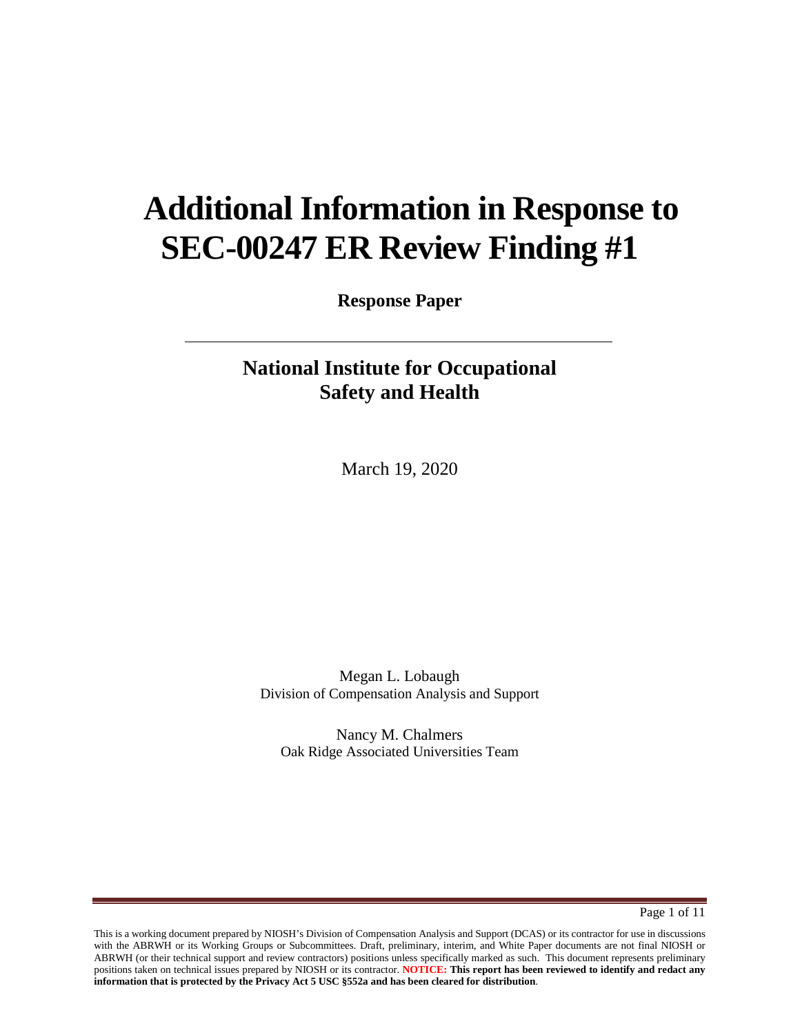# Additional Information in Response to SEC-00247 ER Review Finding #1

**Response Paper**

---

## National Institute for Occupational Safety and Health

March 19, 2020

Megan L. Lobaugh
Division of Compensation Analysis and Support

Nancy M. Chalmers
Oak Ridge Associated Universities Team

This is a working document prepared by NIOSH's Division of Compensation Analysis and Support (DCAS) or its contractor for use in discussions with the ABRWH or its Working Groups or Subcommittees. Draft, preliminary, interim, and White Paper documents are not final NIOSH or ABRWH (or their technical support and review contractors) positions unless specifically marked as such. This document represents preliminary positions taken on technical issues prepared by NIOSH or its contractor. **NOTICE: This report has been reviewed to identify and redact any information that is protected by the Privacy Act 5 USC §552a and has been cleared for distribution**.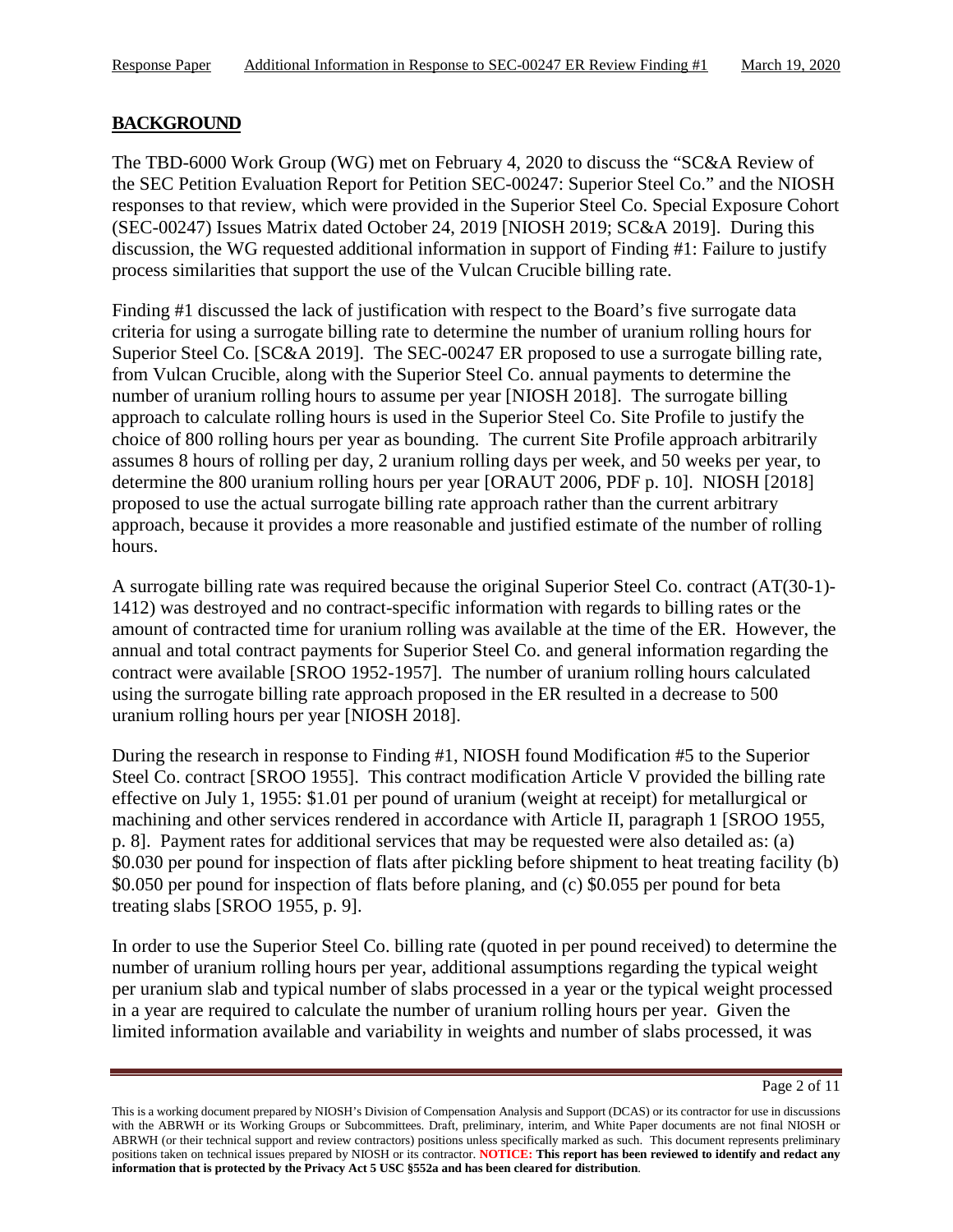## BACKGROUND

The TBD-6000 Work Group (WG) met on February 4, 2020 to discuss the "SC&A Review of the SEC Petition Evaluation Report for Petition SEC-00247: Superior Steel Co." and the NIOSH responses to that review, which were provided in the Superior Steel Co. Special Exposure Cohort (SEC-00247) Issues Matrix dated October 24, 2019 [NIOSH 2019; SC&A 2019]. During this discussion, the WG requested additional information in support of Finding #1: Failure to justify process similarities that support the use of the Vulcan Crucible billing rate.

Finding #1 discussed the lack of justification with respect to the Board's five surrogate data criteria for using a surrogate billing rate to determine the number of uranium rolling hours for Superior Steel Co. [SC&A 2019]. The SEC-00247 ER proposed to use a surrogate billing rate, from Vulcan Crucible, along with the Superior Steel Co. annual payments to determine the number of uranium rolling hours to assume per year [NIOSH 2018]. The surrogate billing approach to calculate rolling hours is used in the Superior Steel Co. Site Profile to justify the choice of 800 rolling hours per year as bounding. The current Site Profile approach arbitrarily assumes 8 hours of rolling per day, 2 uranium rolling days per week, and 50 weeks per year, to determine the 800 uranium rolling hours per year [ORAUT 2006, PDF p. 10]. NIOSH [2018] proposed to use the actual surrogate billing rate approach rather than the current arbitrary approach, because it provides a more reasonable and justified estimate of the number of rolling hours.

A surrogate billing rate was required because the original Superior Steel Co. contract (AT(30-1)-1412) was destroyed and no contract-specific information with regards to billing rates or the amount of contracted time for uranium rolling was available at the time of the ER. However, the annual and total contract payments for Superior Steel Co. and general information regarding the contract were available [SROO 1952-1957]. The number of uranium rolling hours calculated using the surrogate billing rate approach proposed in the ER resulted in a decrease to 500 uranium rolling hours per year [NIOSH 2018].

During the research in response to Finding #1, NIOSH found Modification #5 to the Superior Steel Co. contract [SROO 1955]. This contract modification Article V provided the billing rate effective on July 1, 1955: $1.01 per pound of uranium (weight at receipt) for metallurgical or machining and other services rendered in accordance with Article II, paragraph 1 [SROO 1955, p. 8]. Payment rates for additional services that may be requested were also detailed as: (a) $0.030 per pound for inspection of flats after pickling before shipment to heat treating facility (b) $0.050 per pound for inspection of flats before planing, and (c) $0.055 per pound for beta treating slabs [SROO 1955, p. 9].

In order to use the Superior Steel Co. billing rate (quoted in per pound received) to determine the number of uranium rolling hours per year, additional assumptions regarding the typical weight per uranium slab and typical number of slabs processed in a year or the typical weight processed in a year are required to calculate the number of uranium rolling hours per year. Given the limited information available and variability in weights and number of slabs processed, it was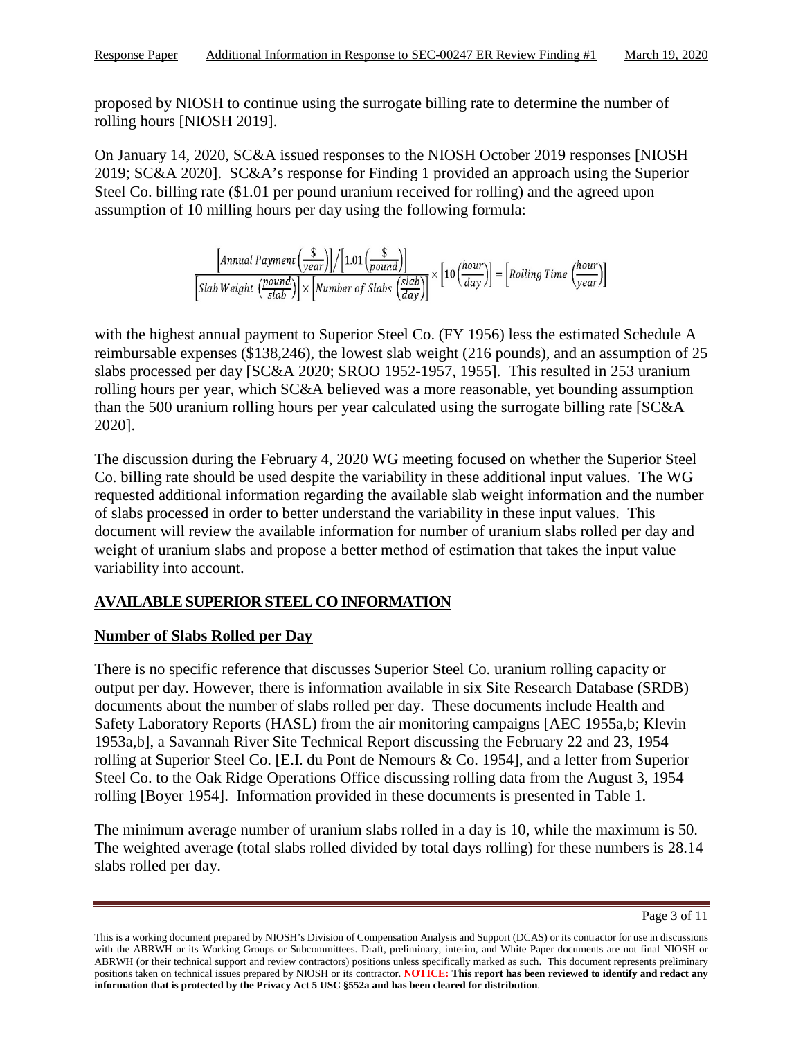proposed by NIOSH to continue using the surrogate billing rate to determine the number of rolling hours [NIOSH 2019].

On January 14, 2020, SC&A issued responses to the NIOSH October 2019 responses [NIOSH 2019; SC&A 2020]. SC&A's response for Finding 1 provided an approach using the Superior Steel Co. billing rate ($1.01 per pound uranium received for rolling) and the agreed upon assumption of 10 milling hours per day using the following formula:

$$\frac{\left[Annual\ Payment\left(\frac{\$}{year}\right)\right] / \left[1.01\left(\frac{\$}{pound}\right)\right]}{\left[Slab\ Weight\ \left(\frac{pound}{slab}\right)\right] \times \left[Number\ of\ Slabs\ \left(\frac{slab}{day}\right)\right]} \times \left[10\left(\frac{hour}{day}\right)\right] = \left[Rolling\ Time\ \left(\frac{hour}{year}\right)\right]$$

with the highest annual payment to Superior Steel Co. (FY 1956) less the estimated Schedule A reimbursable expenses ($138,246), the lowest slab weight (216 pounds), and an assumption of 25 slabs processed per day [SC&A 2020; SROO 1952-1957, 1955]. This resulted in 253 uranium rolling hours per year, which SC&A believed was a more reasonable, yet bounding assumption than the 500 uranium rolling hours per year calculated using the surrogate billing rate [SC&A 2020].

The discussion during the February 4, 2020 WG meeting focused on whether the Superior Steel Co. billing rate should be used despite the variability in these additional input values. The WG requested additional information regarding the available slab weight information and the number of slabs processed in order to better understand the variability in these input values. This document will review the available information for number of uranium slabs rolled per day and weight of uranium slabs and propose a better method of estimation that takes the input value variability into account.

## **AVAILABLE SUPERIOR STEEL CO INFORMATION**

### **Number of Slabs Rolled per Day**

There is no specific reference that discusses Superior Steel Co. uranium rolling capacity or output per day. However, there is information available in six Site Research Database (SRDB) documents about the number of slabs rolled per day. These documents include Health and Safety Laboratory Reports (HASL) from the air monitoring campaigns [AEC 1955a,b; Klevin 1953a,b], a Savannah River Site Technical Report discussing the February 22 and 23, 1954 rolling at Superior Steel Co. [E.I. du Pont de Nemours & Co. 1954], and a letter from Superior Steel Co. to the Oak Ridge Operations Office discussing rolling data from the August 3, 1954 rolling [Boyer 1954]. Information provided in these documents is presented in Table 1.

The minimum average number of uranium slabs rolled in a day is 10, while the maximum is 50. The weighted average (total slabs rolled divided by total days rolling) for these numbers is 28.14 slabs rolled per day.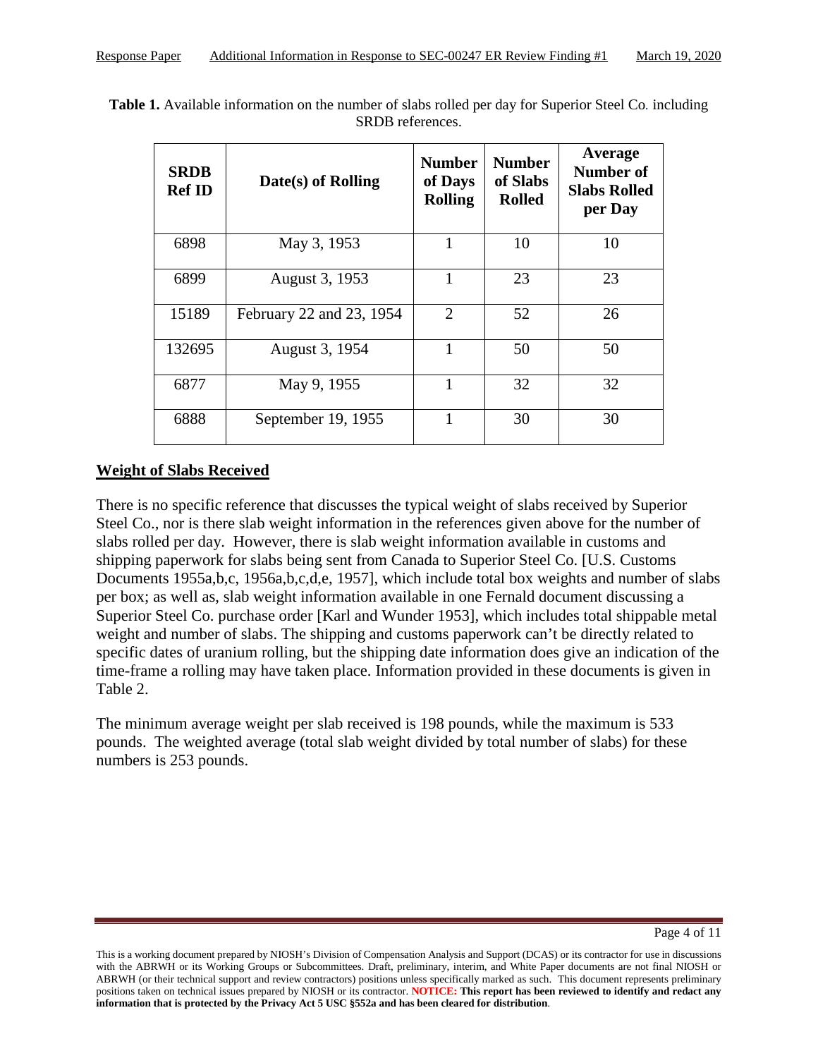**Table 1.** Available information on the number of slabs rolled per day for Superior Steel Co. including SRDB references.

| SRDB Ref ID | Date(s) of Rolling | Number of Days Rolling | Number of Slabs Rolled | Average Number of Slabs Rolled per Day |
|---|---|---|---|---|
| 6898 | May 3, 1953 | 1 | 10 | 10 |
| 6899 | August 3, 1953 | 1 | 23 | 23 |
| 15189 | February 22 and 23, 1954 | 2 | 52 | 26 |
| 132695 | August 3, 1954 | 1 | 50 | 50 |
| 6877 | May 9, 1955 | 1 | 32 | 32 |
| 6888 | September 19, 1955 | 1 | 30 | 30 |

## Weight of Slabs Received

There is no specific reference that discusses the typical weight of slabs received by Superior Steel Co., nor is there slab weight information in the references given above for the number of slabs rolled per day. However, there is slab weight information available in customs and shipping paperwork for slabs being sent from Canada to Superior Steel Co. [U.S. Customs Documents 1955a,b,c, 1956a,b,c,d,e, 1957], which include total box weights and number of slabs per box; as well as, slab weight information available in one Fernald document discussing a Superior Steel Co. purchase order [Karl and Wunder 1953], which includes total shippable metal weight and number of slabs. The shipping and customs paperwork can't be directly related to specific dates of uranium rolling, but the shipping date information does give an indication of the time-frame a rolling may have taken place. Information provided in these documents is given in Table 2.

The minimum average weight per slab received is 198 pounds, while the maximum is 533 pounds. The weighted average (total slab weight divided by total number of slabs) for these numbers is 253 pounds.

This is a working document prepared by NIOSH's Division of Compensation Analysis and Support (DCAS) or its contractor for use in discussions with the ABRWH or its Working Groups or Subcommittees. Draft, preliminary, interim, and White Paper documents are not final NIOSH or ABRWH (or their technical support and review contractors) positions unless specifically marked as such. This document represents preliminary positions taken on technical issues prepared by NIOSH or its contractor. **NOTICE: This report has been reviewed to identify and redact any information that is protected by the Privacy Act 5 USC §552a and has been cleared for distribution**.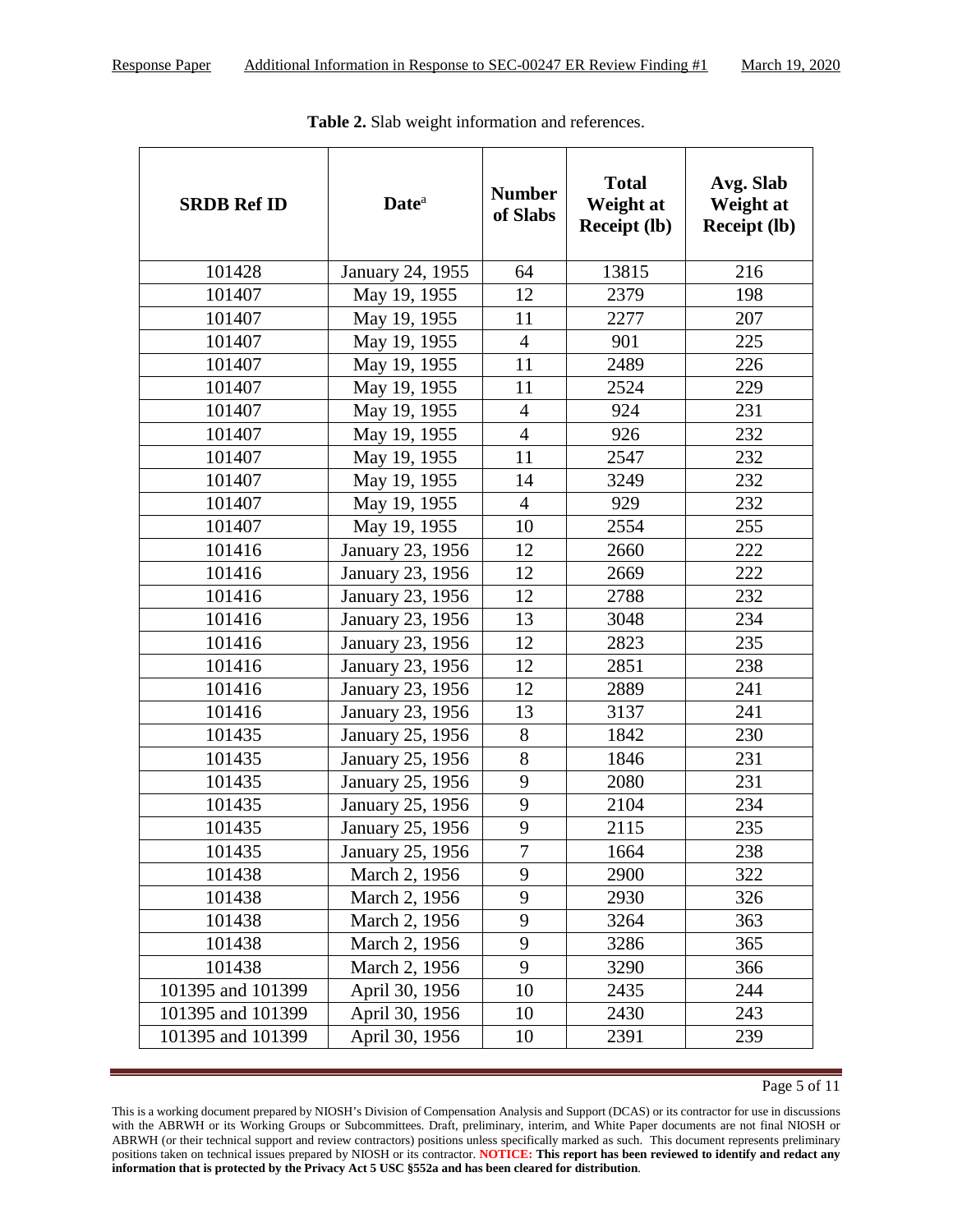**Table 2.** Slab weight information and references.

| SRDB Ref ID | Date[a] | Number of Slabs | Total Weight at Receipt (lb) | Avg. Slab Weight at Receipt (lb) |
|---|---|---|---|---|
| 101428 | January 24, 1955 | 64 | 13815 | 216 |
| 101407 | May 19, 1955 | 12 | 2379 | 198 |
| 101407 | May 19, 1955 | 11 | 2277 | 207 |
| 101407 | May 19, 1955 | 4 | 901 | 225 |
| 101407 | May 19, 1955 | 11 | 2489 | 226 |
| 101407 | May 19, 1955 | 11 | 2524 | 229 |
| 101407 | May 19, 1955 | 4 | 924 | 231 |
| 101407 | May 19, 1955 | 4 | 926 | 232 |
| 101407 | May 19, 1955 | 11 | 2547 | 232 |
| 101407 | May 19, 1955 | 14 | 3249 | 232 |
| 101407 | May 19, 1955 | 4 | 929 | 232 |
| 101407 | May 19, 1955 | 10 | 2554 | 255 |
| 101416 | January 23, 1956 | 12 | 2660 | 222 |
| 101416 | January 23, 1956 | 12 | 2669 | 222 |
| 101416 | January 23, 1956 | 12 | 2788 | 232 |
| 101416 | January 23, 1956 | 13 | 3048 | 234 |
| 101416 | January 23, 1956 | 12 | 2823 | 235 |
| 101416 | January 23, 1956 | 12 | 2851 | 238 |
| 101416 | January 23, 1956 | 12 | 2889 | 241 |
| 101416 | January 23, 1956 | 13 | 3137 | 241 |
| 101435 | January 25, 1956 | 8 | 1842 | 230 |
| 101435 | January 25, 1956 | 8 | 1846 | 231 |
| 101435 | January 25, 1956 | 9 | 2080 | 231 |
| 101435 | January 25, 1956 | 9 | 2104 | 234 |
| 101435 | January 25, 1956 | 9 | 2115 | 235 |
| 101435 | January 25, 1956 | 7 | 1664 | 238 |
| 101438 | March 2, 1956 | 9 | 2900 | 322 |
| 101438 | March 2, 1956 | 9 | 2930 | 326 |
| 101438 | March 2, 1956 | 9 | 3264 | 363 |
| 101438 | March 2, 1956 | 9 | 3286 | 365 |
| 101438 | March 2, 1956 | 9 | 3290 | 366 |
| 101395 and 101399 | April 30, 1956 | 10 | 2435 | 244 |
| 101395 and 101399 | April 30, 1956 | 10 | 2430 | 243 |
| 101395 and 101399 | April 30, 1956 | 10 | 2391 | 239 |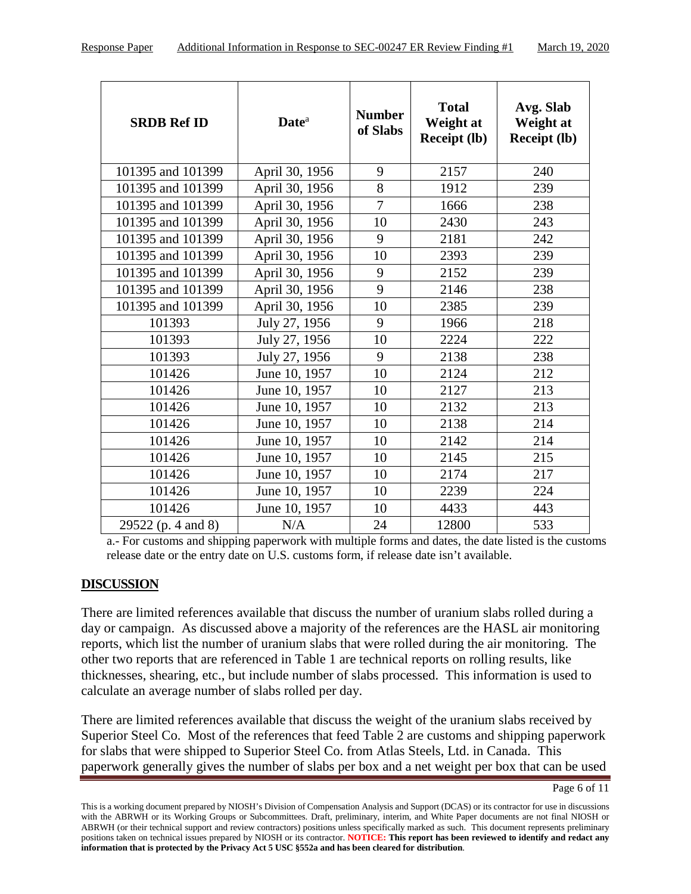| SRDB Ref ID | Date[a] | Number of Slabs | Total Weight at Receipt (lb) | Avg. Slab Weight at Receipt (lb) |
|---|---|---|---|---|
| 101395 and 101399 | April 30, 1956 | 9 | 2157 | 240 |
| 101395 and 101399 | April 30, 1956 | 8 | 1912 | 239 |
| 101395 and 101399 | April 30, 1956 | 7 | 1666 | 238 |
| 101395 and 101399 | April 30, 1956 | 10 | 2430 | 243 |
| 101395 and 101399 | April 30, 1956 | 9 | 2181 | 242 |
| 101395 and 101399 | April 30, 1956 | 10 | 2393 | 239 |
| 101395 and 101399 | April 30, 1956 | 9 | 2152 | 239 |
| 101395 and 101399 | April 30, 1956 | 9 | 2146 | 238 |
| 101395 and 101399 | April 30, 1956 | 10 | 2385 | 239 |
| 101393 | July 27, 1956 | 9 | 1966 | 218 |
| 101393 | July 27, 1956 | 10 | 2224 | 222 |
| 101393 | July 27, 1956 | 9 | 2138 | 238 |
| 101426 | June 10, 1957 | 10 | 2124 | 212 |
| 101426 | June 10, 1957 | 10 | 2127 | 213 |
| 101426 | June 10, 1957 | 10 | 2132 | 213 |
| 101426 | June 10, 1957 | 10 | 2138 | 214 |
| 101426 | June 10, 1957 | 10 | 2142 | 214 |
| 101426 | June 10, 1957 | 10 | 2145 | 215 |
| 101426 | June 10, 1957 | 10 | 2174 | 217 |
| 101426 | June 10, 1957 | 10 | 2239 | 224 |
| 101426 | June 10, 1957 | 10 | 4433 | 443 |
| 29522 (p. 4 and 8) | N/A | 24 | 12800 | 533 |

a.- For customs and shipping paperwork with multiple forms and dates, the date listed is the customs release date or the entry date on U.S. customs form, if release date isn't available.

## DISCUSSION

There are limited references available that discuss the number of uranium slabs rolled during a day or campaign. As discussed above a majority of the references are the HASL air monitoring reports, which list the number of uranium slabs that were rolled during the air monitoring. The other two reports that are referenced in Table 1 are technical reports on rolling results, like thicknesses, shearing, etc., but include number of slabs processed. This information is used to calculate an average number of slabs rolled per day.

There are limited references available that discuss the weight of the uranium slabs received by Superior Steel Co. Most of the references that feed Table 2 are customs and shipping paperwork for slabs that were shipped to Superior Steel Co. from Atlas Steels, Ltd. in Canada. This paperwork generally gives the number of slabs per box and a net weight per box that can be used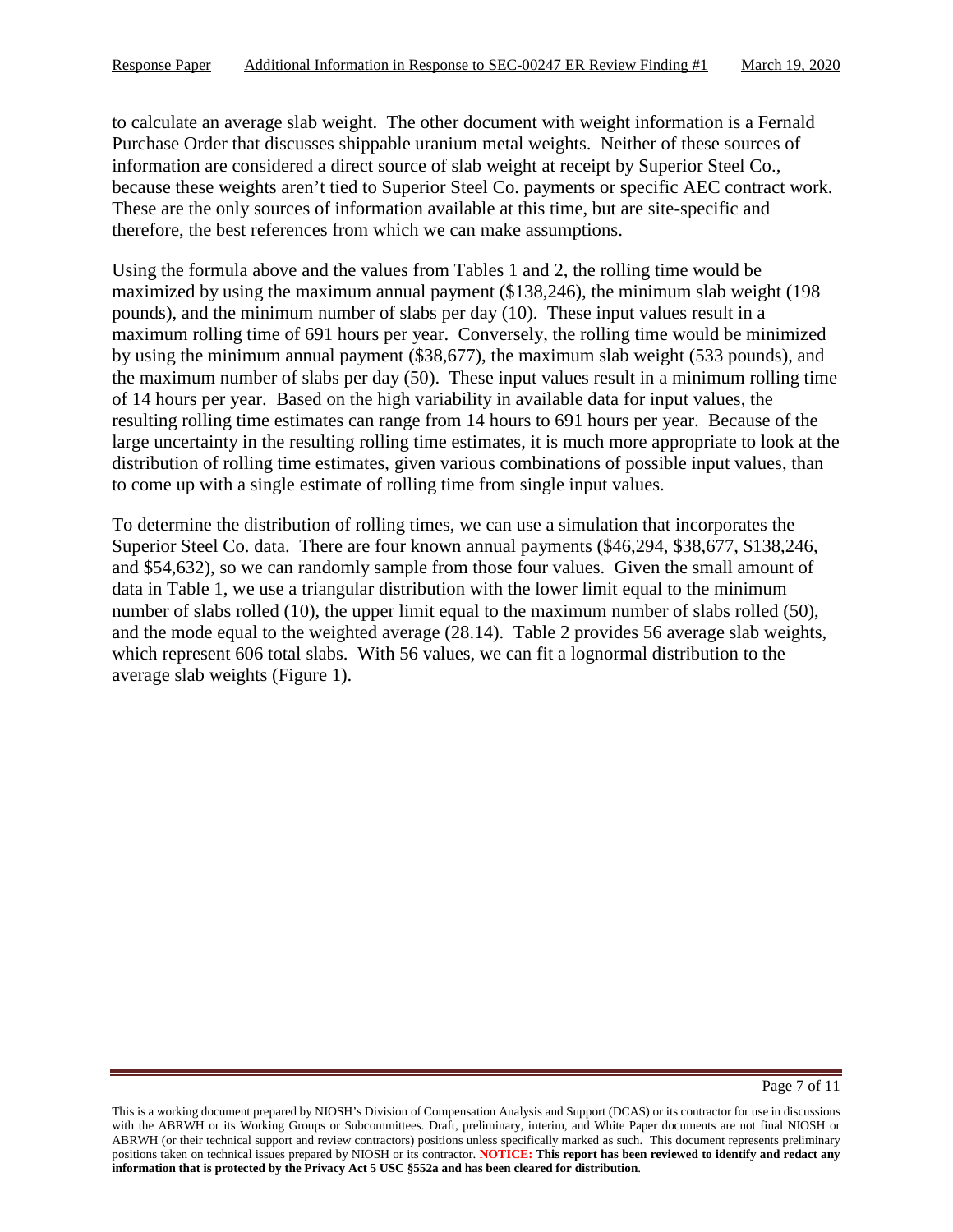to calculate an average slab weight. The other document with weight information is a Fernald Purchase Order that discusses shippable uranium metal weights. Neither of these sources of information are considered a direct source of slab weight at receipt by Superior Steel Co., because these weights aren't tied to Superior Steel Co. payments or specific AEC contract work. These are the only sources of information available at this time, but are site-specific and therefore, the best references from which we can make assumptions.

Using the formula above and the values from Tables 1 and 2, the rolling time would be maximized by using the maximum annual payment ($138,246), the minimum slab weight (198 pounds), and the minimum number of slabs per day (10). These input values result in a maximum rolling time of 691 hours per year. Conversely, the rolling time would be minimized by using the minimum annual payment ($38,677), the maximum slab weight (533 pounds), and the maximum number of slabs per day (50). These input values result in a minimum rolling time of 14 hours per year. Based on the high variability in available data for input values, the resulting rolling time estimates can range from 14 hours to 691 hours per year. Because of the large uncertainty in the resulting rolling time estimates, it is much more appropriate to look at the distribution of rolling time estimates, given various combinations of possible input values, than to come up with a single estimate of rolling time from single input values.

To determine the distribution of rolling times, we can use a simulation that incorporates the Superior Steel Co. data. There are four known annual payments ($46,294, $38,677, $138,246, and $54,632), so we can randomly sample from those four values. Given the small amount of data in Table 1, we use a triangular distribution with the lower limit equal to the minimum number of slabs rolled (10), the upper limit equal to the maximum number of slabs rolled (50), and the mode equal to the weighted average (28.14). Table 2 provides 56 average slab weights, which represent 606 total slabs. With 56 values, we can fit a lognormal distribution to the average slab weights (Figure 1).

This is a working document prepared by NIOSH's Division of Compensation Analysis and Support (DCAS) or its contractor for use in discussions with the ABRWH or its Working Groups or Subcommittees. Draft, preliminary, interim, and White Paper documents are not final NIOSH or ABRWH (or their technical support and review contractors) positions unless specifically marked as such. This document represents preliminary positions taken on technical issues prepared by NIOSH or its contractor. **NOTICE: This report has been reviewed to identify and redact any information that is protected by the Privacy Act 5 USC §552a and has been cleared for distribution**.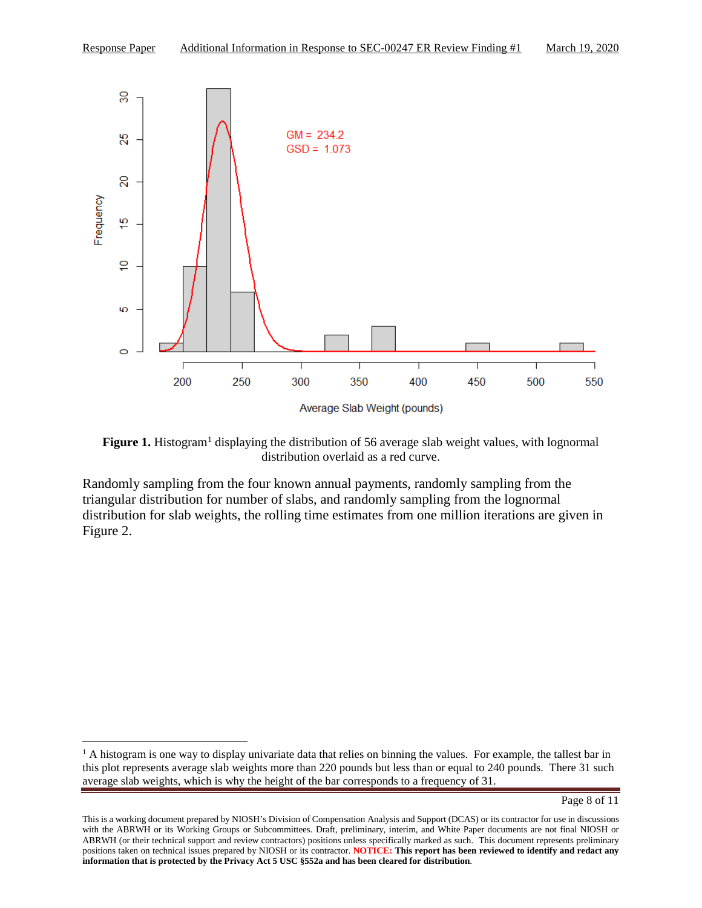**Figure 1.** Histogram[1] displaying the distribution of 56 average slab weight values, with lognormal distribution overlaid as a red curve.

Randomly sampling from the four known annual payments, randomly sampling from the triangular distribution for number of slabs, and randomly sampling from the lognormal distribution for slab weights, the rolling time estimates from one million iterations are given in Figure 2.

[1] A histogram is one way to display univariate data that relies on binning the values. For example, the tallest bar in this plot represents average slab weights more than 220 pounds but less than or equal to 240 pounds. There 31 such average slab weights, which is why the height of the bar corresponds to a frequency of 31.

This is a working document prepared by NIOSH's Division of Compensation Analysis and Support (DCAS) or its contractor for use in discussions with the ABRWH or its Working Groups or Subcommittees. Draft, preliminary, interim, and White Paper documents are not final NIOSH or ABRWH (or their technical support and review contractors) positions unless specifically marked as such. This document represents preliminary positions taken on technical issues prepared by NIOSH or its contractor. **NOTICE: This report has been reviewed to identify and redact any information that is protected by the Privacy Act 5 USC §552a and has been cleared for distribution**.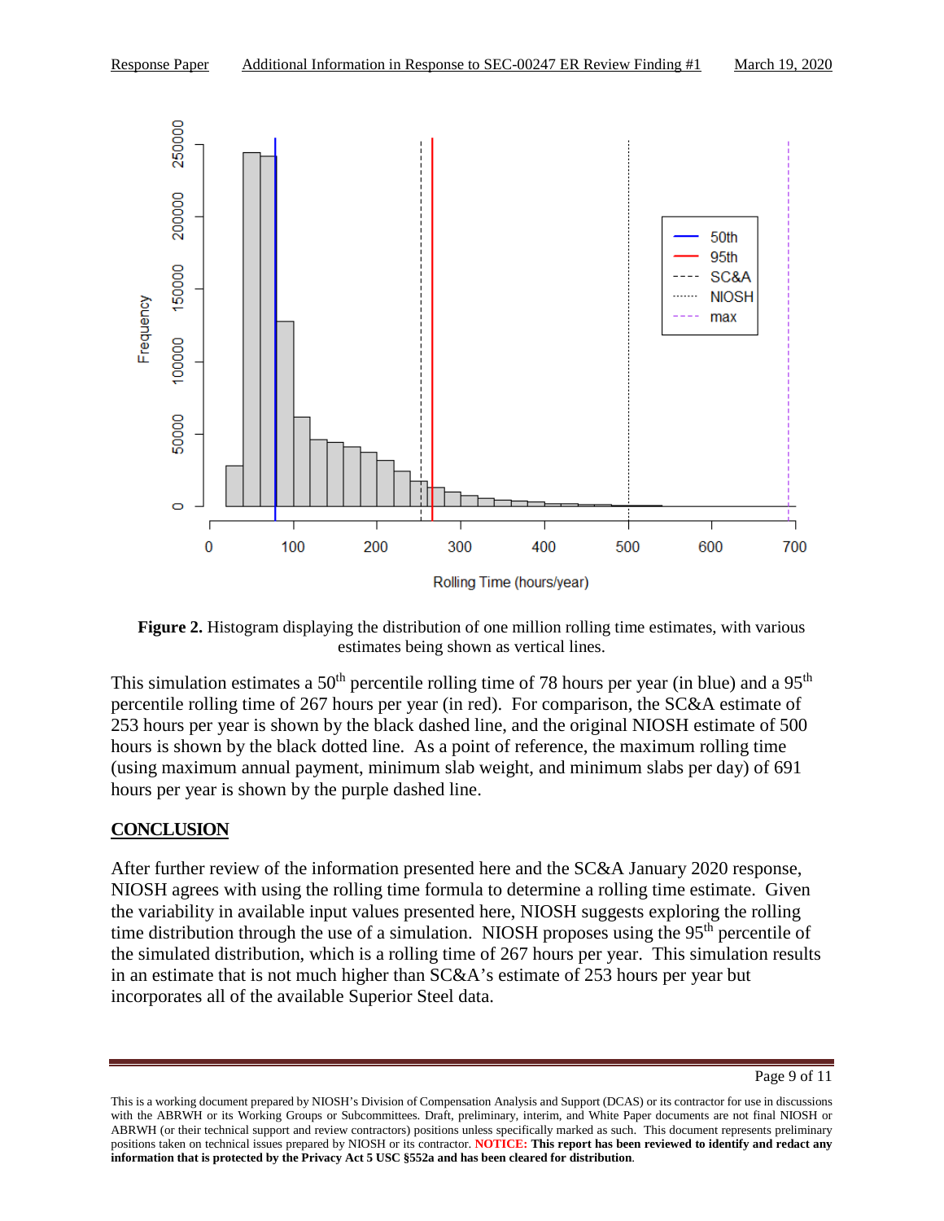**Figure 2.** Histogram displaying the distribution of one million rolling time estimates, with various estimates being shown as vertical lines.

This simulation estimates a 50th percentile rolling time of 78 hours per year (in blue) and a 95th percentile rolling time of 267 hours per year (in red). For comparison, the SC&A estimate of 253 hours per year is shown by the black dashed line, and the original NIOSH estimate of 500 hours is shown by the black dotted line. As a point of reference, the maximum rolling time (using maximum annual payment, minimum slab weight, and minimum slabs per day) of 691 hours per year is shown by the purple dashed line.

## CONCLUSION

After further review of the information presented here and the SC&A January 2020 response, NIOSH agrees with using the rolling time formula to determine a rolling time estimate. Given the variability in available input values presented here, NIOSH suggests exploring the rolling time distribution through the use of a simulation. NIOSH proposes using the 95th percentile of the simulated distribution, which is a rolling time of 267 hours per year. This simulation results in an estimate that is not much higher than SC&A's estimate of 253 hours per year but incorporates all of the available Superior Steel data.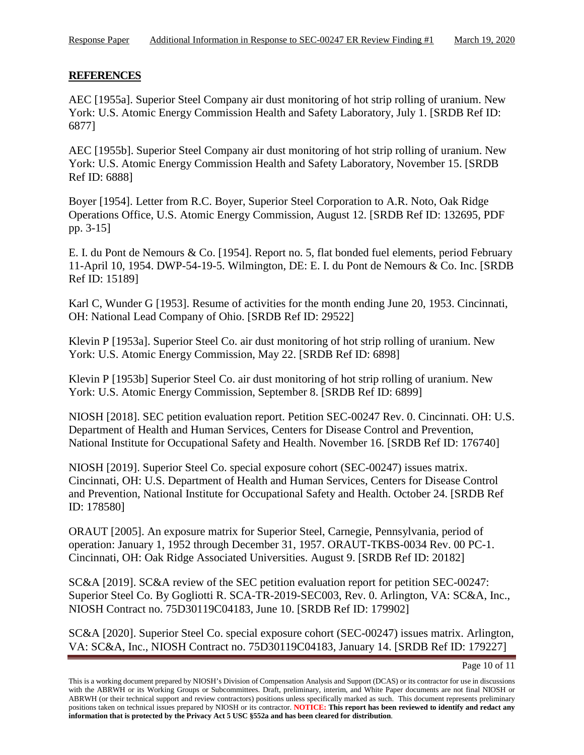## REFERENCES

AEC [1955a]. Superior Steel Company air dust monitoring of hot strip rolling of uranium. New York: U.S. Atomic Energy Commission Health and Safety Laboratory, July 1. [SRDB Ref ID: 6877]

AEC [1955b]. Superior Steel Company air dust monitoring of hot strip rolling of uranium. New York: U.S. Atomic Energy Commission Health and Safety Laboratory, November 15. [SRDB Ref ID: 6888]

Boyer [1954]. Letter from R.C. Boyer, Superior Steel Corporation to A.R. Noto, Oak Ridge Operations Office, U.S. Atomic Energy Commission, August 12. [SRDB Ref ID: 132695, PDF pp. 3-15]

E. I. du Pont de Nemours & Co. [1954]. Report no. 5, flat bonded fuel elements, period February 11-April 10, 1954. DWP-54-19-5. Wilmington, DE: E. I. du Pont de Nemours & Co. Inc. [SRDB Ref ID: 15189]

Karl C, Wunder G [1953]. Resume of activities for the month ending June 20, 1953. Cincinnati, OH: National Lead Company of Ohio. [SRDB Ref ID: 29522]

Klevin P [1953a]. Superior Steel Co. air dust monitoring of hot strip rolling of uranium. New York: U.S. Atomic Energy Commission, May 22. [SRDB Ref ID: 6898]

Klevin P [1953b] Superior Steel Co. air dust monitoring of hot strip rolling of uranium. New York: U.S. Atomic Energy Commission, September 8. [SRDB Ref ID: 6899]

NIOSH [2018]. SEC petition evaluation report. Petition SEC-00247 Rev. 0. Cincinnati. OH: U.S. Department of Health and Human Services, Centers for Disease Control and Prevention, National Institute for Occupational Safety and Health. November 16. [SRDB Ref ID: 176740]

NIOSH [2019]. Superior Steel Co. special exposure cohort (SEC-00247) issues matrix. Cincinnati, OH: U.S. Department of Health and Human Services, Centers for Disease Control and Prevention, National Institute for Occupational Safety and Health. October 24. [SRDB Ref ID: 178580]

ORAUT [2005]. An exposure matrix for Superior Steel, Carnegie, Pennsylvania, period of operation: January 1, 1952 through December 31, 1957. ORAUT-TKBS-0034 Rev. 00 PC-1. Cincinnati, OH: Oak Ridge Associated Universities. August 9. [SRDB Ref ID: 20182]

SC&A [2019]. SC&A review of the SEC petition evaluation report for petition SEC-00247: Superior Steel Co. By Gogliotti R. SCA-TR-2019-SEC003, Rev. 0. Arlington, VA: SC&A, Inc., NIOSH Contract no. 75D30119C04183, June 10. [SRDB Ref ID: 179902]

SC&A [2020]. Superior Steel Co. special exposure cohort (SEC-00247) issues matrix. Arlington, VA: SC&A, Inc., NIOSH Contract no. 75D30119C04183, January 14. [SRDB Ref ID: 179227]

This is a working document prepared by NIOSH's Division of Compensation Analysis and Support (DCAS) or its contractor for use in discussions with the ABRWH or its Working Groups or Subcommittees. Draft, preliminary, interim, and White Paper documents are not final NIOSH or ABRWH (or their technical support and review contractors) positions unless specifically marked as such. This document represents preliminary positions taken on technical issues prepared by NIOSH or its contractor. **NOTICE: This report has been reviewed to identify and redact any information that is protected by the Privacy Act 5 USC §552a and has been cleared for distribution**.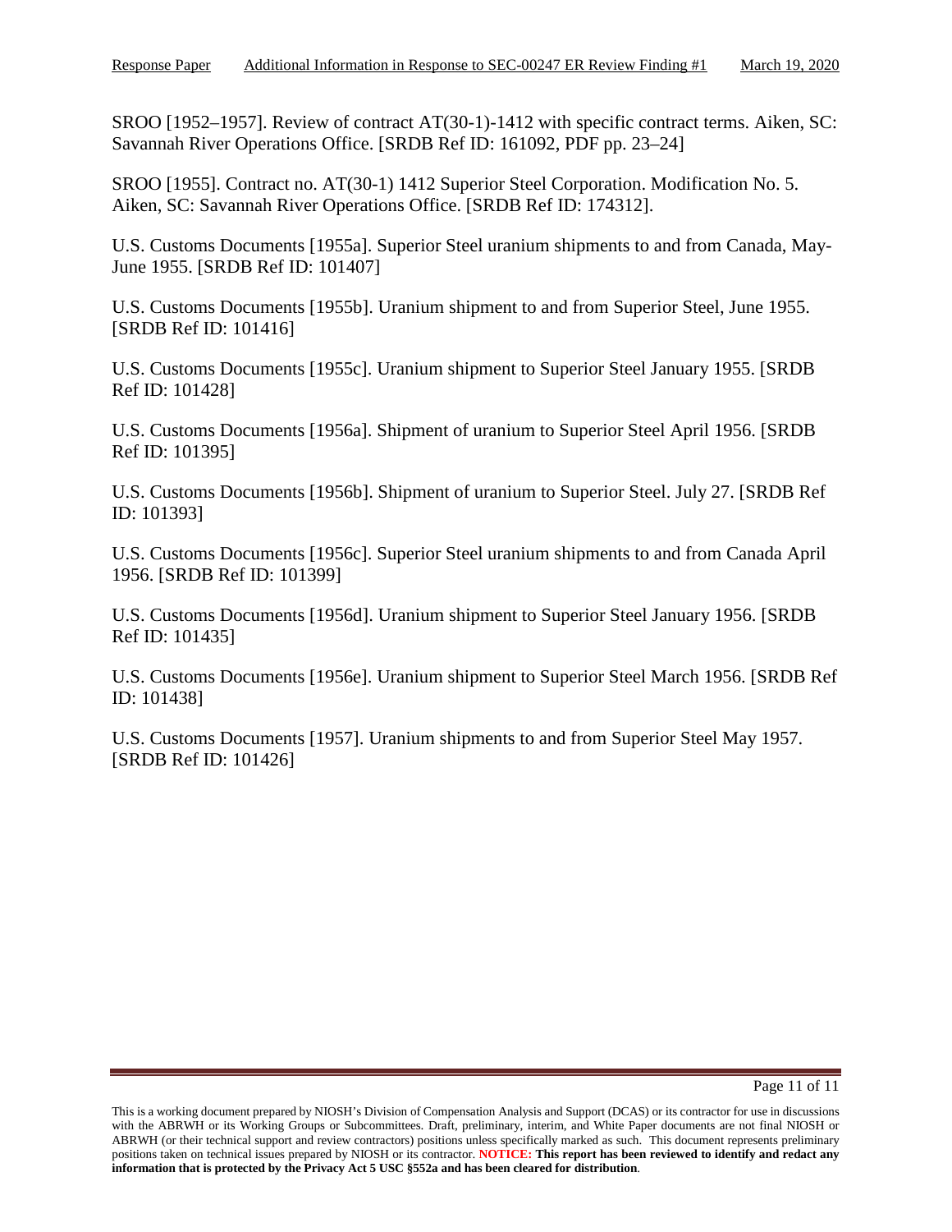SROO [1952–1957]. Review of contract AT(30-1)-1412 with specific contract terms. Aiken, SC: Savannah River Operations Office. [SRDB Ref ID: 161092, PDF pp. 23–24]

SROO [1955]. Contract no. AT(30-1) 1412 Superior Steel Corporation. Modification No. 5. Aiken, SC: Savannah River Operations Office. [SRDB Ref ID: 174312].

U.S. Customs Documents [1955a]. Superior Steel uranium shipments to and from Canada, May-June 1955. [SRDB Ref ID: 101407]

U.S. Customs Documents [1955b]. Uranium shipment to and from Superior Steel, June 1955. [SRDB Ref ID: 101416]

U.S. Customs Documents [1955c]. Uranium shipment to Superior Steel January 1955. [SRDB Ref ID: 101428]

U.S. Customs Documents [1956a]. Shipment of uranium to Superior Steel April 1956. [SRDB Ref ID: 101395]

U.S. Customs Documents [1956b]. Shipment of uranium to Superior Steel. July 27. [SRDB Ref ID: 101393]

U.S. Customs Documents [1956c]. Superior Steel uranium shipments to and from Canada April 1956. [SRDB Ref ID: 101399]

U.S. Customs Documents [1956d]. Uranium shipment to Superior Steel January 1956. [SRDB Ref ID: 101435]

U.S. Customs Documents [1956e]. Uranium shipment to Superior Steel March 1956. [SRDB Ref ID: 101438]

U.S. Customs Documents [1957]. Uranium shipments to and from Superior Steel May 1957. [SRDB Ref ID: 101426]